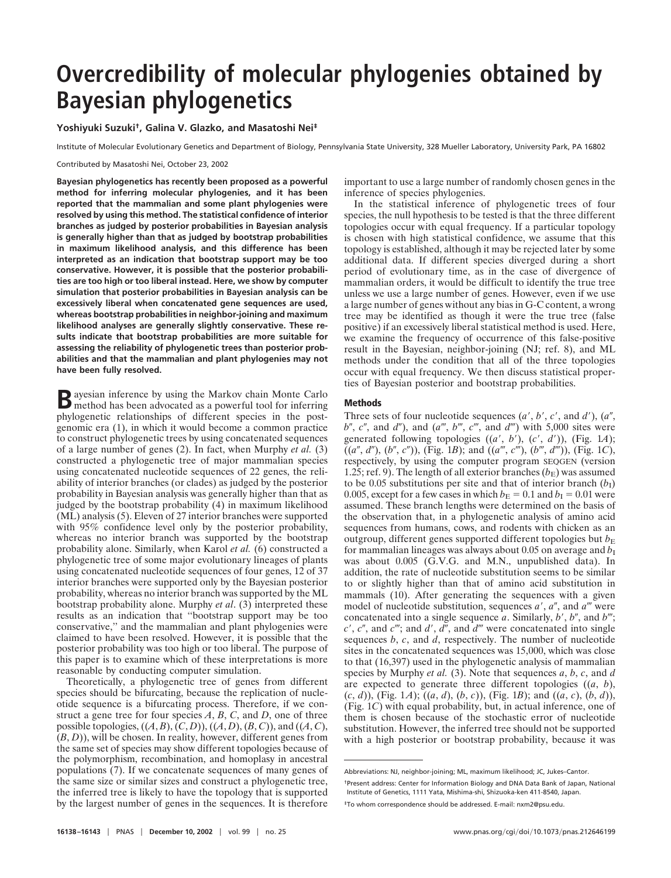# Overcredibility of molecular phylogenies obtained by Bayesian phylogenetics

**Yoshiyuki Suzuki[†], Galina V. Glazko, and Masatoshi Nei[‡]**

Institute of Molecular Evolutionary Genetics and Department of Biology, Pennsylvania State University, 328 Mueller Laboratory, University Park, PA 16802

Contributed by Masatoshi Nei, October 23, 2002

**Bayesian phylogenetics has recently been proposed as a powerful method for inferring molecular phylogenies, and it has been reported that the mammalian and some plant phylogenies were resolved by using this method. The statistical confidence of interior branches as judged by posterior probabilities in Bayesian analysis is generally higher than that as judged by bootstrap probabilities in maximum likelihood analysis, and this difference has been interpreted as an indication that bootstrap support may be too conservative. However, it is possible that the posterior probabilities are too high or too liberal instead. Here, we show by computer simulation that posterior probabilities in Bayesian analysis can be excessively liberal when concatenated gene sequences are used, whereas bootstrap probabilities in neighbor-joining and maximum likelihood analyses are generally slightly conservative. These results indicate that bootstrap probabilities are more suitable for assessing the reliability of phylogenetic trees than posterior probabilities and that the mammalian and plant phylogenies may not have been fully resolved.**

Bayesian inference by using the Markov chain Monte Carlo method has been advocated as a powerful tool for inferring phylogenetic relationships of different species in the post-genomic era (1), in which it would become a common practice to construct phylogenetic trees by using concatenated sequences of a large number of genes (2). In fact, when Murphy *et al.* (3) constructed a phylogenetic tree of major mammalian species using concatenated nucleotide sequences of 22 genes, the reliability of interior branches (or clades) as judged by the posterior probability in Bayesian analysis was generally higher than that as judged by the bootstrap probability (4) in maximum likelihood (ML) analysis (5). Eleven of 27 interior branches were supported with 95% confidence level only by the posterior probability, whereas no interior branch was supported by the bootstrap probability alone. Similarly, when Karol *et al.* (6) constructed a phylogenetic tree of some major evolutionary lineages of plants using concatenated nucleotide sequences of four genes, 12 of 37 interior branches were supported only by the Bayesian posterior probability, whereas no interior branch was supported by the ML bootstrap probability alone. Murphy *et al*. (3) interpreted these results as an indication that "bootstrap support may be too conservative," and the mammalian and plant phylogenies were claimed to have been resolved. However, it is possible that the posterior probability was too high or too liberal. The purpose of this paper is to examine which of these interpretations is more reasonable by conducting computer simulation.

Theoretically, a phylogenetic tree of genes from different species should be bifurcating, because the replication of nucleotide sequence is a bifurcating process. Therefore, if we construct a gene tree for four species $A$, $B$, $C$, and $D$, one of three possible topologies, $((A, B), (C, D))$, $((A, D), (B, C))$, and $((A, C), (B, D))$, will be chosen. In reality, however, different genes from the same set of species may show different topologies because of the polymorphism, recombination, and homoplasy in ancestral populations (7). If we concatenate sequences of many genes of the same size or similar sizes and construct a phylogenetic tree, the inferred tree is likely to have the topology that is supported by the largest number of genes in the sequences. It is therefore important to use a large number of randomly chosen genes in the inference of species phylogenies.

In the statistical inference of phylogenetic trees of four species, the null hypothesis to be tested is that the three different topologies occur with equal frequency. If a particular topology is chosen with high statistical confidence, we assume that this topology is established, although it may be rejected later by some additional data. If different species diverged during a short period of evolutionary time, as in the case of divergence of mammalian orders, it would be difficult to identify the true tree unless we use a large number of genes. However, even if we use a large number of genes without any bias in G-C content, a wrong tree may be identified as though it were the true tree (false positive) if an excessively liberal statistical method is used. Here, we examine the frequency of occurrence of this false-positive result in the Bayesian, neighbor-joining (NJ; ref. 8), and ML methods under the condition that all of the three topologies occur with equal frequency. We then discuss statistical properties of Bayesian posterior and bootstrap probabilities.

## Methods

Three sets of four nucleotide sequences ($a'$, $b'$, $c'$, and $d'$), ($a''$, $b''$, $c''$, and $d''$), and ($a'''$, $b'''$, $c'''$, and $d'''$) with 5,000 sites were generated following topologies $((a', b'), (c', d'))$, (Fig. 1*A*); $((a'', d''), (b'', c''))$, (Fig. 1*B*); and $((a''', c'''), (b''', d'''))$, (Fig. 1*C*), respectively, by using the computer program SEQGEN (version 1.25; ref. 9). The length of all exterior branches ($b_E$) was assumed to be 0.05 substitutions per site and that of interior branch ($b_I$) 0.005, except for a few cases in which $b_E = 0.1$ and $b_I = 0.01$ were assumed. These branch lengths were determined on the basis of the observation that, in a phylogenetic analysis of amino acid sequences from humans, cows, and rodents with chicken as an outgroup, different genes supported different topologies but $b_E$ for mammalian lineages was always about 0.05 on average and $b_I$ was about 0.005 (G.V.G. and M.N., unpublished data). In addition, the rate of nucleotide substitution seems to be similar to or slightly higher than that of amino acid substitution in mammals (10). After generating the sequences with a given model of nucleotide substitution, sequences $a'$, $a''$, and $a'''$ were concatenated into a single sequence $a$. Similarly, $b'$, $b''$, and $b'''$; $c'$, $c''$, and $c'''$; and $d'$, $d''$, and $d'''$ were concatenated into single sequences $b$, $c$, and $d$, respectively. The number of nucleotide sites in the concatenated sequences was 15,000, which was close to that (16,397) used in the phylogenetic analysis of mammalian species by Murphy *et al.* (3). Note that sequences $a$, $b$, $c$, and $d$ are expected to generate three different topologies $((a, b), (c, d))$, (Fig. 1*A*); $((a, d), (b, c))$, (Fig. 1*B*); and $((a, c), (b, d))$, (Fig. 1*C*) with equal probability, but, in actual inference, one of them is chosen because of the stochastic error of nucleotide substitution. However, the inferred tree should not be supported with a high posterior or bootstrap probability, because it was

Abbreviations: NJ, neighbor-joining; ML, maximum likelihood; JC, Jukes–Cantor.

[†]Present address: Center for Information Biology and DNA Data Bank of Japan, National Institute of Genetics, 1111 Yata, Mishima-shi, Shizuoka-ken 411-8540, Japan.

[‡]To whom correspondence should be addressed. E-mail: nxm2@psu.edu.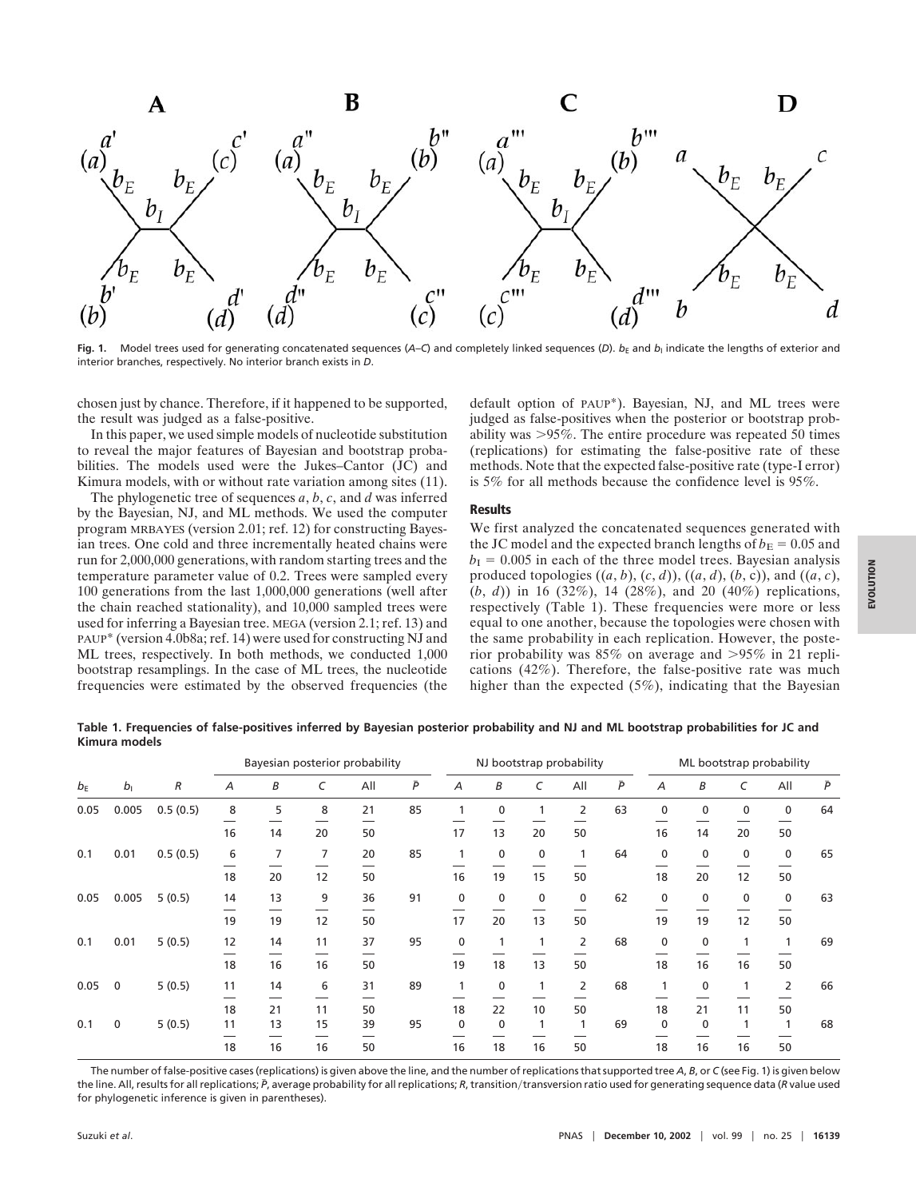**Fig. 1.** Model trees used for generating concatenated sequences (*A*–*C*) and completely linked sequences (*D*). $b_E$ and $b_I$ indicate the lengths of exterior and interior branches, respectively. No interior branch exists in *D*.

chosen just by chance. Therefore, if it happened to be supported, the result was judged as a false-positive.

In this paper, we used simple models of nucleotide substitution to reveal the major features of Bayesian and bootstrap probabilities. The models used were the Jukes–Cantor (JC) and Kimura models, with or without rate variation among sites (11).

The phylogenetic tree of sequences *a*, *b*, *c*, and *d* was inferred by the Bayesian, NJ, and ML methods. We used the computer program MRBAYES (version 2.01; ref. 12) for constructing Bayesian trees. One cold and three incrementally heated chains were run for 2,000,000 generations, with random starting trees and the temperature parameter value of 0.2. Trees were sampled every 100 generations from the last 1,000,000 generations (well after the chain reached stationality), and 10,000 sampled trees were used for inferring a Bayesian tree. MEGA (version 2.1; ref. 13) and PAUP* (version 4.0b8a; ref. 14) were used for constructing NJ and ML trees, respectively. In both methods, we conducted 1,000 bootstrap resamplings. In the case of ML trees, the nucleotide frequencies were estimated by the observed frequencies (the default option of PAUP*). Bayesian, NJ, and ML trees were judged as false-positives when the posterior or bootstrap probability was >95%. The entire procedure was repeated 50 times (replications) for estimating the false-positive rate of these methods. Note that the expected false-positive rate (type-I error) is 5% for all methods because the confidence level is 95%.

## Results

We first analyzed the concatenated sequences generated with the JC model and the expected branch lengths of $b_E = 0.05$ and $b_I = 0.005$ in each of the three model trees. Bayesian analysis produced topologies ((*a*, *b*), (*c*, *d*)), ((*a*, *d*), (*b*, *c*)), and ((*a*, *c*), (*b*, *d*)) in 16 (32%), 14 (28%), and 20 (40%) replications, respectively (Table 1). These frequencies were more or less equal to one another, because the topologies were chosen with the same probability in each replication. However, the posterior probability was 85% on average and >95% in 21 replications (42%). Therefore, the false-positive rate was much higher than the expected (5%), indicating that the Bayesian

**Table 1. Frequencies of false-positives inferred by Bayesian posterior probability and NJ and ML bootstrap probabilities for JC and Kimura models**

| | | | Bayesian posterior probability | | | | | NJ bootstrap probability | | | | | ML bootstrap probability | | | | |
|---|---|---|---|---|---|---|---|---|---|---|---|---|---|---|---|---|---|
| $b_E$ | $b_I$ | *R* | *A* | *B* | *C* | All | $\bar{P}$ | *A* | *B* | *C* | All | $\bar{P}$ | *A* | *B* | *C* | All | $\bar{P}$ |
| 0.05 | 0.005 | 0.5 (0.5) | 8/16 | 5/14 | 8/20 | 21/50 | 85 | 1/17 | 0/13 | 1/20 | 2/50 | 63 | 0/16 | 0/14 | 0/20 | 0/50 | 64 |
| 0.1 | 0.01 | 0.5 (0.5) | 6/18 | 7/20 | 7/12 | 20/50 | 85 | 1/16 | 0/19 | 0/15 | 1/50 | 64 | 0/18 | 0/20 | 0/12 | 0/50 | 65 |
| 0.05 | 0.005 | 5 (0.5) | 14/19 | 13/19 | 9/12 | 36/50 | 91 | 0/17 | 0/20 | 0/13 | 0/50 | 62 | 0/19 | 0/19 | 0/12 | 0/50 | 63 |
| 0.1 | 0.01 | 5 (0.5) | 12/18 | 14/16 | 11/16 | 37/50 | 95 | 0/19 | 1/18 | 1/13 | 2/50 | 68 | 0/18 | 0/16 | 1/16 | 1/50 | 69 |
| 0.05 | 0 | 5 (0.5) | 11/18 | 14/21 | 6/11 | 31/50 | 89 | 1/18 | 0/22 | 1/10 | 2/50 | 68 | 1/18 | 0/21 | 1/11 | 2/50 | 66 |
| 0.1 | 0 | 5 (0.5) | 11/18 | 13/16 | 15/16 | 39/50 | 95 | 0/16 | 0/18 | 1/16 | 1/50 | 69 | 0/18 | 0/16 | 1/16 | 1/50 | 68 |

The number of false-positive cases (replications) is given above the line, and the number of replications that supported tree *A*, *B*, or *C* (see Fig. 1) is given below the line. All, results for all replications; $\bar{P}$, average probability for all replications; *R*, transition/transversion ratio used for generating sequence data (*R* value used for phylogenetic inference is given in parentheses).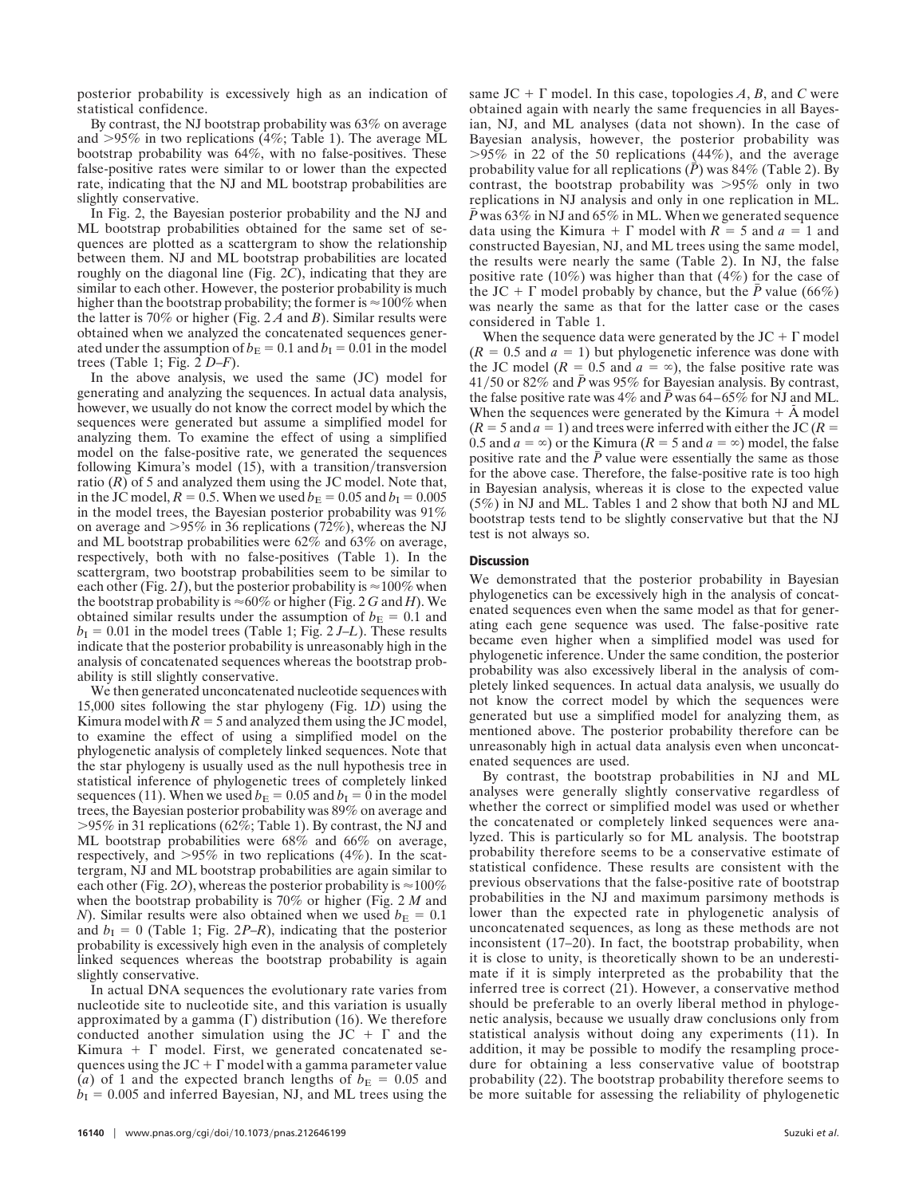posterior probability is excessively high as an indication of statistical confidence.

By contrast, the NJ bootstrap probability was 63% on average and >95% in two replications (4%; Table 1). The average ML bootstrap probability was 64%, with no false-positives. These false-positive rates were similar to or lower than the expected rate, indicating that the NJ and ML bootstrap probabilities are slightly conservative.

In Fig. 2, the Bayesian posterior probability and the NJ and ML bootstrap probabilities obtained for the same set of sequences are plotted as a scattergram to show the relationship between them. NJ and ML bootstrap probabilities are located roughly on the diagonal line (Fig. 2*C*), indicating that they are similar to each other. However, the posterior probability is much higher than the bootstrap probability; the former is ≈100% when the latter is 70% or higher (Fig. 2 *A* and *B*). Similar results were obtained when we analyzed the concatenated sequences generated under the assumption of $b_E = 0.1$ and $b_I = 0.01$ in the model trees (Table 1; Fig. 2 *D–F*).

In the above analysis, we used the same (JC) model for generating and analyzing the sequences. In actual data analysis, however, we usually do not know the correct model by which the sequences were generated but assume a simplified model for analyzing them. To examine the effect of using a simplified model on the false-positive rate, we generated the sequences following Kimura's model (15), with a transition/transversion ratio ($R$) of 5 and analyzed them using the JC model. Note that, in the JC model, $R = 0.5$. When we used $b_E = 0.05$ and $b_I = 0.005$ in the model trees, the Bayesian posterior probability was 91% on average and >95% in 36 replications (72%), whereas the NJ and ML bootstrap probabilities were 62% and 63% on average, respectively, both with no false-positives (Table 1). In the scattergram, two bootstrap probabilities seem to be similar to each other (Fig. 2*I*), but the posterior probability is ≈100% when the bootstrap probability is ≈60% or higher (Fig. 2 *G* and *H*). We obtained similar results under the assumption of $b_E = 0.1$ and $b_I = 0.01$ in the model trees (Table 1; Fig. 2 *J–L*). These results indicate that the posterior probability is unreasonably high in the analysis of concatenated sequences whereas the bootstrap probability is still slightly conservative.

We then generated unconcatenated nucleotide sequences with 15,000 sites following the star phylogeny (Fig. 1*D*) using the Kimura model with $R = 5$ and analyzed them using the JC model, to examine the effect of using a simplified model on the phylogenetic analysis of completely linked sequences. Note that the star phylogeny is usually used as the null hypothesis tree in statistical inference of phylogenetic trees of completely linked sequences (11). When we used $b_E = 0.05$ and $b_I = 0$ in the model trees, the Bayesian posterior probability was 89% on average and >95% in 31 replications (62%; Table 1). By contrast, the NJ and ML bootstrap probabilities were 68% and 66% on average, respectively, and >95% in two replications (4%). In the scattergram, NJ and ML bootstrap probabilities are again similar to each other (Fig. 2*O*), whereas the posterior probability is ≈100% when the bootstrap probability is 70% or higher (Fig. 2 *M* and *N*). Similar results were also obtained when we used $b_E = 0.1$ and $b_I = 0$ (Table 1; Fig. 2*P–R*), indicating that the posterior probability is excessively high even in the analysis of completely linked sequences whereas the bootstrap probability is again slightly conservative.

In actual DNA sequences the evolutionary rate varies from nucleotide site to nucleotide site, and this variation is usually approximated by a gamma ($\Gamma$) distribution (16). We therefore conducted another simulation using the JC + $\Gamma$ and the Kimura + $\Gamma$ model. First, we generated concatenated sequences using the JC + $\Gamma$ model with a gamma parameter value ($a$) of 1 and the expected branch lengths of $b_E = 0.05$ and $b_I = 0.005$ and inferred Bayesian, NJ, and ML trees using the same JC + $\Gamma$ model. In this case, topologies *A*, *B*, and *C* were obtained again with nearly the same frequencies in all Bayesian, NJ, and ML analyses (data not shown). In the case of Bayesian analysis, however, the posterior probability was >95% in 22 of the 50 replications (44%), and the average probability value for all replications ($\bar{P}$) was 84% (Table 2). By contrast, the bootstrap probability was >95% only in two replications in NJ analysis and only in one replication in ML. $\bar{P}$ was 63% in NJ and 65% in ML. When we generated sequence data using the Kimura + $\Gamma$ model with $R = 5$ and $a = 1$ and constructed Bayesian, NJ, and ML trees using the same model, the results were nearly the same (Table 2). In NJ, the false positive rate (10%) was higher than that (4%) for the case of the JC + $\Gamma$ model probably by chance, but the $\bar{P}$ value (66%) was nearly the same as that for the latter case or the cases considered in Table 1.

When the sequence data were generated by the JC + $\Gamma$ model ($R = 0.5$ and $a = 1$) but phylogenetic inference was done with the JC model ($R = 0.5$ and $a = \infty$), the false positive rate was 41/50 or 82% and $\bar{P}$ was 95% for Bayesian analysis. By contrast, the false positive rate was 4% and $\bar{P}$ was 64–65% for NJ and ML. When the sequences were generated by the Kimura + $\Gamma$ model ($R = 5$ and $a = 1$) and trees were inferred with either the JC ($R = 0.5$ and $a = \infty$) or the Kimura ($R = 5$ and $a = \infty$) model, the false positive rate and the $\bar{P}$ value were essentially the same as those for the above case. Therefore, the false-positive rate is too high in Bayesian analysis, whereas it is close to the expected value (5%) in NJ and ML. Tables 1 and 2 show that both NJ and ML bootstrap tests tend to be slightly conservative but that the NJ test is not always so.

## Discussion

We demonstrated that the posterior probability in Bayesian phylogenetics can be excessively high in the analysis of concatenated sequences even when the same model as that for generating each gene sequence was used. The false-positive rate became even higher when a simplified model was used for phylogenetic inference. Under the same condition, the posterior probability was also excessively liberal in the analysis of completely linked sequences. In actual data analysis, we usually do not know the correct model by which the sequences were generated but use a simplified model for analyzing them, as mentioned above. The posterior probability therefore can be unreasonably high in actual data analysis even when unconcatenated sequences are used.

By contrast, the bootstrap probabilities in NJ and ML analyses were generally slightly conservative regardless of whether the correct or simplified model was used or whether the concatenated or completely linked sequences were analyzed. This is particularly so for ML analysis. The bootstrap probability therefore seems to be a conservative estimate of statistical confidence. These results are consistent with the previous observations that the false-positive rate of bootstrap probabilities in the NJ and maximum parsimony methods is lower than the expected rate in phylogenetic analysis of unconcatenated sequences, as long as these methods are not inconsistent (17–20). In fact, the bootstrap probability, when it is close to unity, is theoretically shown to be an underestimate if it is simply interpreted as the probability that the inferred tree is correct (21). However, a conservative method should be preferable to an overly liberal method in phylogenetic analysis, because we usually draw conclusions only from statistical analysis without doing any experiments (11). In addition, it may be possible to modify the resampling procedure for obtaining a less conservative value of bootstrap probability (22). The bootstrap probability therefore seems to be more suitable for assessing the reliability of phylogenetic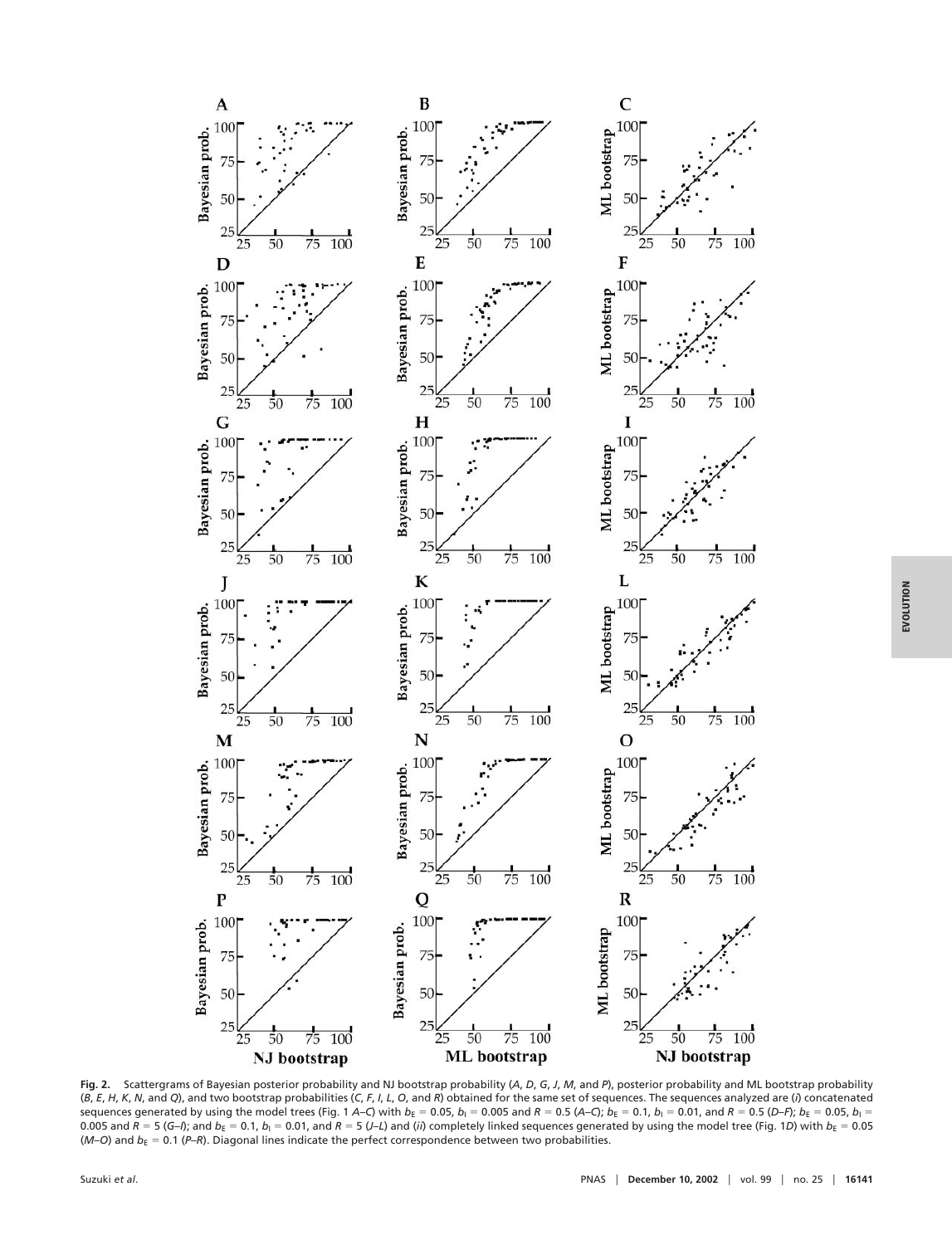**Fig. 2.** Scattergrams of Bayesian posterior probability and NJ bootstrap probability (*A*, *D*, *G*, *J*, *M*, and *P*), posterior probability and ML bootstrap probability (*B*, *E*, *H*, *K*, *N*, and *Q*), and two bootstrap probabilities (*C*, *F*, *I*, *L*, *O*, and *R*) obtained for the same set of sequences. The sequences analyzed are (*i*) concatenated sequences generated by using the model trees (Fig. 1 *A–C*) with $b_E = 0.05$, $b_I = 0.005$ and $R = 0.5$ (*A–C*); $b_E = 0.1$, $b_I = 0.01$, and $R = 0.5$ (*D–F*); $b_E = 0.05$, $b_I = 0.005$ and $R = 5$ (*G–I*); and $b_E = 0.1$, $b_I = 0.01$, and $R = 5$ (*J–L*) and (*ii*) completely linked sequences generated by using the model tree (Fig. 1*D*) with $b_E = 0.05$ (*M–O*) and $b_E = 0.1$ (*P–R*). Diagonal lines indicate the perfect correspondence between two probabilities.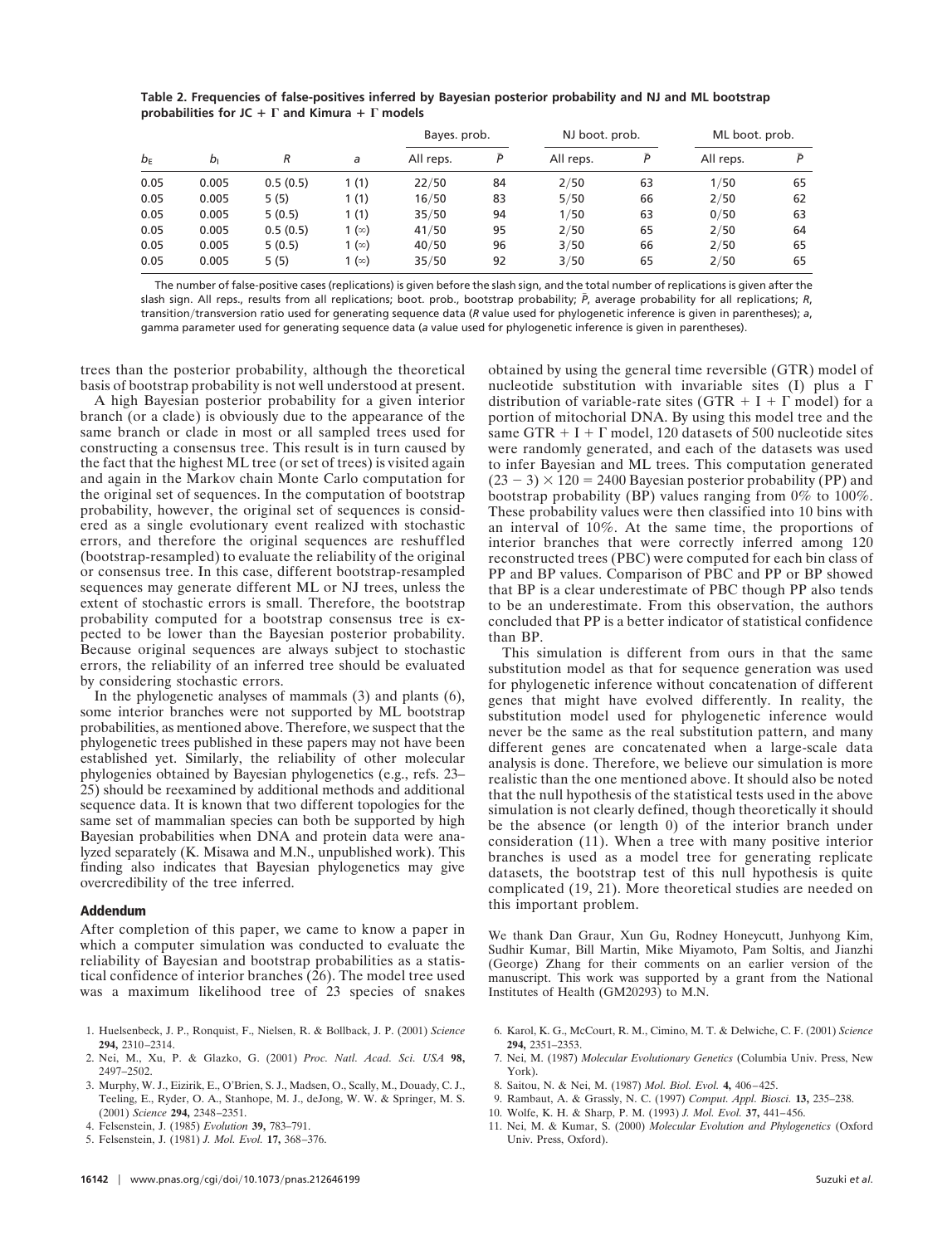**Table 2. Frequencies of false-positives inferred by Bayesian posterior probability and NJ and ML bootstrap probabilities for JC + Γ and Kimura + Γ models**

| $b_E$ | $b_I$ | $R$ | $a$ | Bayes. prob. | | NJ boot. prob. | | ML boot. prob. | |
|---|---|---|---|---|---|---|---|---|---|
| | | | | All reps. | $\bar{P}$ | All reps. | $\bar{P}$ | All reps. | $\bar{P}$ |
| 0.05 | 0.005 | 0.5 (0.5) | 1 (1) | 22/50 | 84 | 2/50 | 63 | 1/50 | 65 |
| 0.05 | 0.005 | 5 (5) | 1 (1) | 16/50 | 83 | 5/50 | 66 | 2/50 | 62 |
| 0.05 | 0.005 | 5 (0.5) | 1 (1) | 35/50 | 94 | 1/50 | 63 | 0/50 | 63 |
| 0.05 | 0.005 | 0.5 (0.5) | 1 (∞) | 41/50 | 95 | 2/50 | 65 | 2/50 | 64 |
| 0.05 | 0.005 | 5 (0.5) | 1 (∞) | 40/50 | 96 | 3/50 | 66 | 2/50 | 65 |
| 0.05 | 0.005 | 5 (5) | 1 (∞) | 35/50 | 92 | 3/50 | 65 | 2/50 | 65 |

The number of false-positive cases (replications) is given before the slash sign, and the total number of replications is given after the slash sign. All reps., results from all replications; boot. prob., bootstrap probability; $\bar{P}$, average probability for all replications; $R$, transition/transversion ratio used for generating sequence data ($R$ value used for phylogenetic inference is given in parentheses); $a$, gamma parameter used for generating sequence data ($a$ value used for phylogenetic inference is given in parentheses).

trees than the posterior probability, although the theoretical basis of bootstrap probability is not well understood at present.

A high Bayesian posterior probability for a given interior branch (or a clade) is obviously due to the appearance of the same branch or clade in most or all sampled trees used for constructing a consensus tree. This result is in turn caused by the fact that the highest ML tree (or set of trees) is visited again and again in the Markov chain Monte Carlo computation for the original set of sequences. In the computation of bootstrap probability, however, the original set of sequences is considered as a single evolutionary event realized with stochastic errors, and therefore the original sequences are reshuffled (bootstrap-resampled) to evaluate the reliability of the original or consensus tree. In this case, different bootstrap-resampled sequences may generate different ML or NJ trees, unless the extent of stochastic errors is small. Therefore, the bootstrap probability computed for a bootstrap consensus tree is expected to be lower than the Bayesian posterior probability. Because original sequences are always subject to stochastic errors, the reliability of an inferred tree should be evaluated by considering stochastic errors.

In the phylogenetic analyses of mammals (3) and plants (6), some interior branches were not supported by ML bootstrap probabilities, as mentioned above. Therefore, we suspect that the phylogenetic trees published in these papers may not have been established yet. Similarly, the reliability of other molecular phylogenies obtained by Bayesian phylogenetics (e.g., refs. 23–25) should be reexamined by additional methods and additional sequence data. It is known that two different topologies for the same set of mammalian species can both be supported by high Bayesian probabilities when DNA and protein data were analyzed separately (K. Misawa and M.N., unpublished work). This finding also indicates that Bayesian phylogenetics may give overcredibility of the tree inferred.

## Addendum

After completion of this paper, we came to know a paper in which a computer simulation was conducted to evaluate the reliability of Bayesian and bootstrap probabilities as a statistical confidence of interior branches (26). The model tree used was a maximum likelihood tree of 23 species of snakes obtained by using the general time reversible (GTR) model of nucleotide substitution with invariable sites (I) plus a Γ distribution of variable-rate sites (GTR + I + Γ model) for a portion of mitochorial DNA. By using this model tree and the same GTR + I + Γ model, 120 datasets of 500 nucleotide sites were randomly generated, and each of the datasets was used to infer Bayesian and ML trees. This computation generated $(23 - 3) \times 120 = 2400$ Bayesian posterior probability (PP) and bootstrap probability (BP) values ranging from 0% to 100%. These probability values were then classified into 10 bins with an interval of 10%. At the same time, the proportions of interior branches that were correctly inferred among 120 reconstructed trees (PBC) were computed for each bin class of PP and BP values. Comparison of PBC and PP or BP showed that BP is a clear underestimate of PBC though PP also tends to be an underestimate. From this observation, the authors concluded that PP is a better indicator of statistical confidence than BP.

This simulation is different from ours in that the same substitution model as that for sequence generation was used for phylogenetic inference without concatenation of different genes that might have evolved differently. In reality, the substitution model used for phylogenetic inference would never be the same as the real substitution pattern, and many different genes are concatenated when a large-scale data analysis is done. Therefore, we believe our simulation is more realistic than the one mentioned above. It should also be noted that the null hypothesis of the statistical tests used in the above simulation is not clearly defined, though theoretically it should be the absence (or length 0) of the interior branch under consideration (11). When a tree with many positive interior branches is used as a model tree for generating replicate datasets, the bootstrap test of this null hypothesis is quite complicated (19, 21). More theoretical studies are needed on this important problem.

We thank Dan Graur, Xun Gu, Rodney Honeycutt, Junhyong Kim, Sudhir Kumar, Bill Martin, Mike Miyamoto, Pam Soltis, and Jianzhi (George) Zhang for their comments on an earlier version of the manuscript. This work was supported by a grant from the National Institutes of Health (GM20293) to M.N.

1. Huelsenbeck, J. P., Ronquist, F., Nielsen, R. & Bollback, J. P. (2001) *Science* **294,** 2310–2314.
2. Nei, M., Xu, P. & Glazko, G. (2001) *Proc. Natl. Acad. Sci. USA* **98,** 2497–2502.
3. Murphy, W. J., Eizirik, E., O'Brien, S. J., Madsen, O., Scally, M., Douady, C. J., Teeling, E., Ryder, O. A., Stanhope, M. J., deJong, W. W. & Springer, M. S. (2001) *Science* **294,** 2348–2351.
4. Felsenstein, J. (1985) *Evolution* **39,** 783–791.
5. Felsenstein, J. (1981) *J. Mol. Evol.* **17,** 368–376.
6. Karol, K. G., McCourt, R. M., Cimino, M. T. & Delwiche, C. F. (2001) *Science* **294,** 2351–2353.
7. Nei, M. (1987) *Molecular Evolutionary Genetics* (Columbia Univ. Press, New York).
8. Saitou, N. & Nei, M. (1987) *Mol. Biol. Evol.* **4,** 406–425.
9. Rambaut, A. & Grassly, N. C. (1997) *Comput. Appl. Biosci.* **13,** 235–238.
10. Wolfe, K. H. & Sharp, P. M. (1993) *J. Mol. Evol.* **37,** 441–456.
11. Nei, M. & Kumar, S. (2000) *Molecular Evolution and Phylogenetics* (Oxford Univ. Press, Oxford).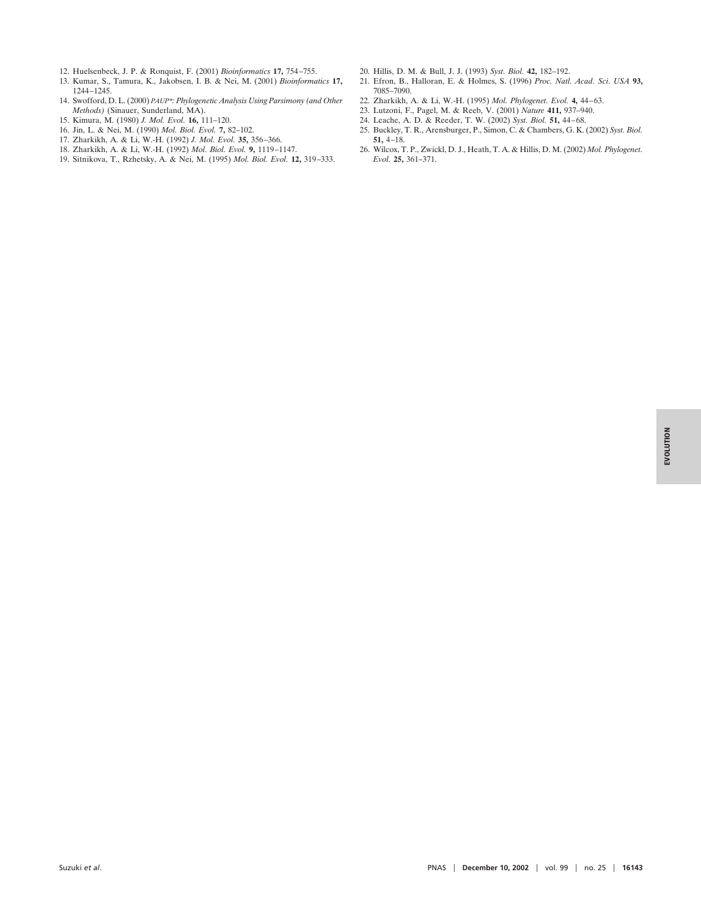12. Huelsenbeck, J. P. & Ronquist, F. (2001) *Bioinformatics* **17,** 754–755.
13. Kumar, S., Tamura, K., Jakobsen, I. B. & Nei, M. (2001) *Bioinformatics* **17,** 1244–1245.
14. Swofford, D. L. (2000) *PAUP*\*: Phylogenetic Analysis Using Parsimony (and Other Methods)* (Sinauer, Sunderland, MA).
15. Kimura, M. (1980) *J. Mol. Evol.* **16,** 111–120.
16. Jin, L. & Nei, M. (1990) *Mol. Biol. Evol.* **7,** 82–102.
17. Zharkikh, A. & Li, W.-H. (1992) *J. Mol. Evol.* **35,** 356–366.
18. Zharkikh, A. & Li, W.-H. (1992) *Mol. Biol. Evol.* **9,** 1119–1147.
19. Sitnikova, T., Rzhetsky, A. & Nei, M. (1995) *Mol. Biol. Evol.* **12,** 319–333.
20. Hillis, D. M. & Bull, J. J. (1993) *Syst. Biol.* **42,** 182–192.
21. Efron, B., Halloran, E. & Holmes, S. (1996) *Proc. Natl. Acad. Sci. USA* **93,** 7085–7090.
22. Zharkikh, A. & Li, W.-H. (1995) *Mol. Phylogenet. Evol.* **4,** 44–63.
23. Lutzoni, F., Pagel, M. & Reeb, V. (2001) *Nature* **411,** 937–940.
24. Leache, A. D. & Reeder, T. W. (2002) *Syst. Biol.* **51,** 44–68.
25. Buckley, T. R., Arensburger, P., Simon, C. & Chambers, G. K. (2002) *Syst. Biol.* **51,** 4–18.
26. Wilcox, T. P., Zwickl, D. J., Heath, T. A. & Hillis, D. M. (2002) *Mol. Phylogenet. Evol.* **25,** 361–371.